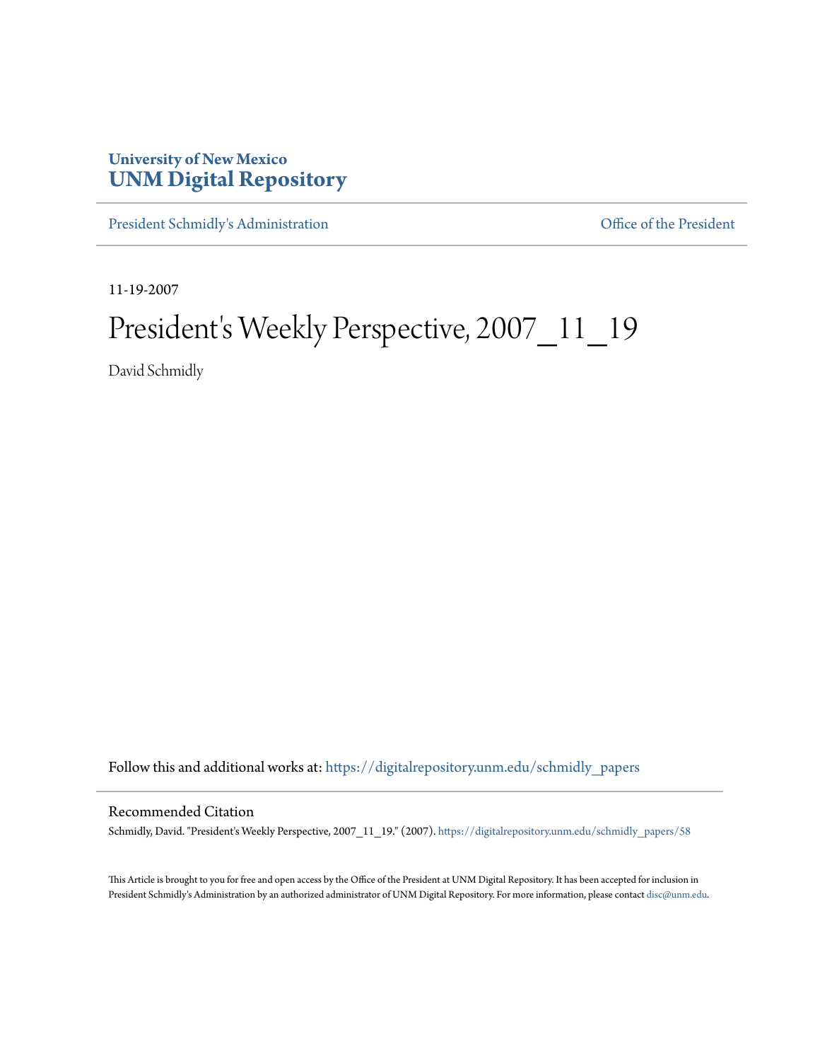**University of New Mexico**
**UNM Digital Repository**

President Schmidly's Administration | Office of the President

11-19-2007

# President's Weekly Perspective, 2007_11_19

David Schmidly

Follow this and additional works at: https://digitalrepository.unm.edu/schmidly_papers

## Recommended Citation

Schmidly, David. "President's Weekly Perspective, 2007_11_19." (2007). https://digitalrepository.unm.edu/schmidly_papers/58

This Article is brought to you for free and open access by the Office of the President at UNM Digital Repository. It has been accepted for inclusion in President Schmidly's Administration by an authorized administrator of UNM Digital Repository. For more information, please contact disc@unm.edu.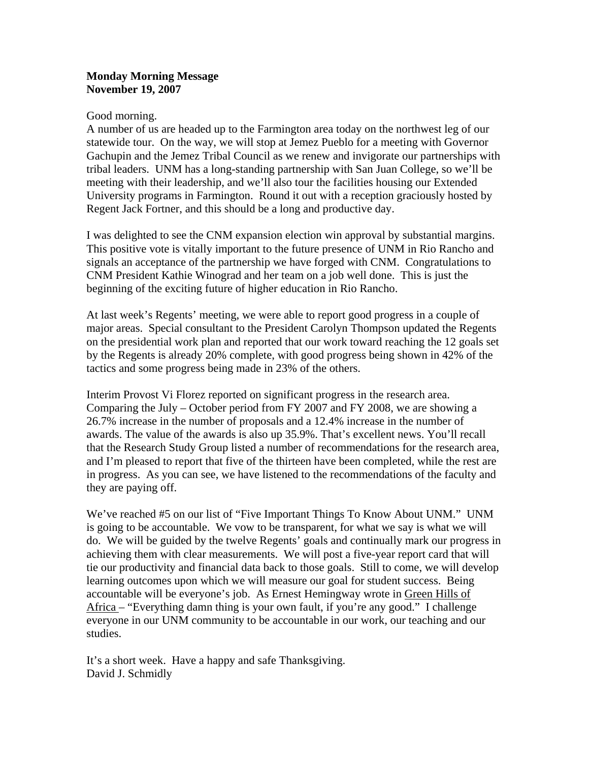**Monday Morning Message**
**November 19, 2007**

Good morning.

A number of us are headed up to the Farmington area today on the northwest leg of our statewide tour. On the way, we will stop at Jemez Pueblo for a meeting with Governor Gachupin and the Jemez Tribal Council as we renew and invigorate our partnerships with tribal leaders. UNM has a long-standing partnership with San Juan College, so we'll be meeting with their leadership, and we'll also tour the facilities housing our Extended University programs in Farmington. Round it out with a reception graciously hosted by Regent Jack Fortner, and this should be a long and productive day.

I was delighted to see the CNM expansion election win approval by substantial margins. This positive vote is vitally important to the future presence of UNM in Rio Rancho and signals an acceptance of the partnership we have forged with CNM. Congratulations to CNM President Kathie Winograd and her team on a job well done. This is just the beginning of the exciting future of higher education in Rio Rancho.

At last week's Regents' meeting, we were able to report good progress in a couple of major areas. Special consultant to the President Carolyn Thompson updated the Regents on the presidential work plan and reported that our work toward reaching the 12 goals set by the Regents is already 20% complete, with good progress being shown in 42% of the tactics and some progress being made in 23% of the others.

Interim Provost Vi Florez reported on significant progress in the research area. Comparing the July – October period from FY 2007 and FY 2008, we are showing a 26.7% increase in the number of proposals and a 12.4% increase in the number of awards. The value of the awards is also up 35.9%. That's excellent news. You'll recall that the Research Study Group listed a number of recommendations for the research area, and I'm pleased to report that five of the thirteen have been completed, while the rest are in progress. As you can see, we have listened to the recommendations of the faculty and they are paying off.

We've reached #5 on our list of "Five Important Things To Know About UNM." UNM is going to be accountable. We vow to be transparent, for what we say is what we will do. We will be guided by the twelve Regents' goals and continually mark our progress in achieving them with clear measurements. We will post a five-year report card that will tie our productivity and financial data back to those goals. Still to come, we will develop learning outcomes upon which we will measure our goal for student success. Being accountable will be everyone's job. As Ernest Hemingway wrote in Green Hills of Africa – "Everything damn thing is your own fault, if you're any good." I challenge everyone in our UNM community to be accountable in our work, our teaching and our studies.

It's a short week. Have a happy and safe Thanksgiving.

David J. Schmidly